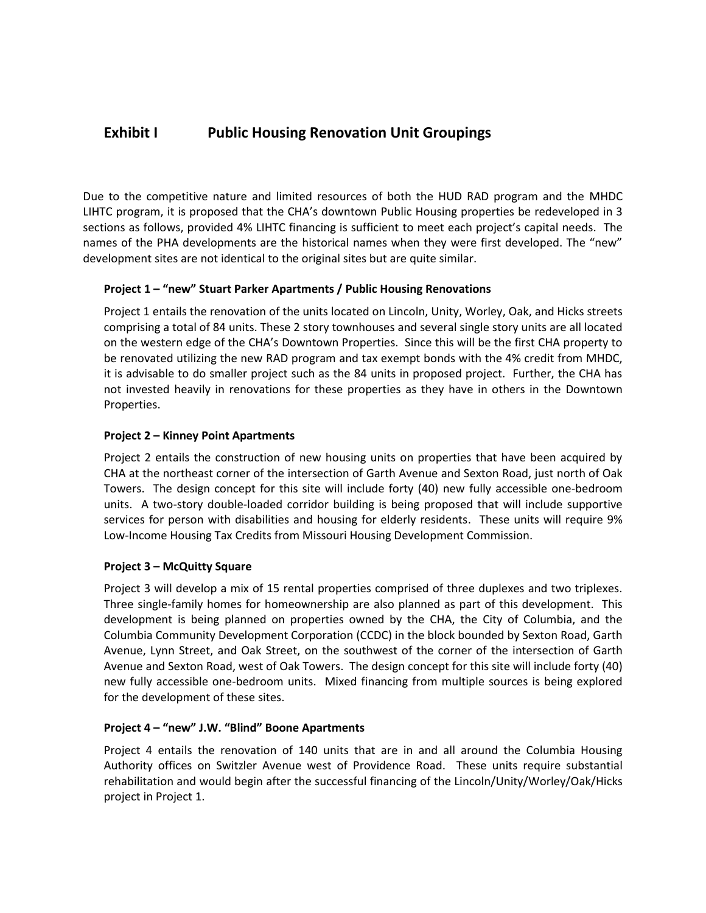## Exhibit I Public Housing Renovation Unit Groupings

Due to the competitive nature and limited resources of both the HUD RAD program and the MHDC LIHTC program, it is proposed that the CHA's downtown Public Housing properties be redeveloped in 3 sections as follows, provided 4% LIHTC financing is sufficient to meet each project's capital needs. The names of the PHA developments are the historical names when they were first developed. The "new" development sites are not identical to the original sites but are quite similar.

### Project 1 – "new" Stuart Parker Apartments / Public Housing Renovations

Project 1 entails the renovation of the units located on Lincoln, Unity, Worley, Oak, and Hicks streets comprising a total of 84 units. These 2 story townhouses and several single story units are all located on the western edge of the CHA's Downtown Properties. Since this will be the first CHA property to be renovated utilizing the new RAD program and tax exempt bonds with the 4% credit from MHDC, it is advisable to do smaller project such as the 84 units in proposed project. Further, the CHA has not invested heavily in renovations for these properties as they have in others in the Downtown Properties.

### Project 2 – Kinney Point Apartments

Project 2 entails the construction of new housing units on properties that have been acquired by CHA at the northeast corner of the intersection of Garth Avenue and Sexton Road, just north of Oak Towers. The design concept for this site will include forty (40) new fully accessible one-bedroom units. A two-story double-loaded corridor building is being proposed that will include supportive services for person with disabilities and housing for elderly residents. These units will require 9% Low-Income Housing Tax Credits from Missouri Housing Development Commission.

### Project 3 – McQuitty Square

Project 3 will develop a mix of 15 rental properties comprised of three duplexes and two triplexes. Three single-family homes for homeownership are also planned as part of this development. This development is being planned on properties owned by the CHA, the City of Columbia, and the Columbia Community Development Corporation (CCDC) in the block bounded by Sexton Road, Garth Avenue, Lynn Street, and Oak Street, on the southwest of the corner of the intersection of Garth Avenue and Sexton Road, west of Oak Towers. The design concept for this site will include forty (40) new fully accessible one-bedroom units. Mixed financing from multiple sources is being explored for the development of these sites.

### Project 4 – "new" J.W. "Blind" Boone Apartments

Project 4 entails the renovation of 140 units that are in and all around the Columbia Housing Authority offices on Switzler Avenue west of Providence Road. These units require substantial rehabilitation and would begin after the successful financing of the Lincoln/Unity/Worley/Oak/Hicks project in Project 1.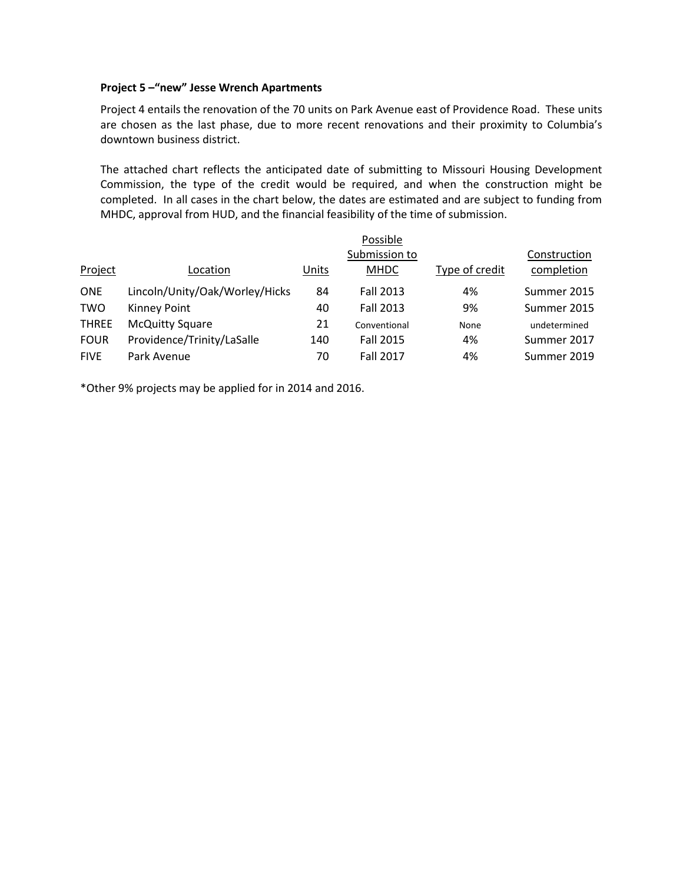**Project 5 –"new" Jesse Wrench Apartments**

Project 4 entails the renovation of the 70 units on Park Avenue east of Providence Road. These units are chosen as the last phase, due to more recent renovations and their proximity to Columbia's downtown business district.

The attached chart reflects the anticipated date of submitting to Missouri Housing Development Commission, the type of the credit would be required, and when the construction might be completed. In all cases in the chart below, the dates are estimated and are subject to funding from MHDC, approval from HUD, and the financial feasibility of the time of submission.

| Project | Location | Units | Possible Submission to MHDC | Type of credit | Construction completion |
|---|---|---|---|---|---|
| ONE | Lincoln/Unity/Oak/Worley/Hicks | 84 | Fall 2013 | 4% | Summer 2015 |
| TWO | Kinney Point | 40 | Fall 2013 | 9% | Summer 2015 |
| THREE | McQuitty Square | 21 | Conventional | None | undetermined |
| FOUR | Providence/Trinity/LaSalle | 140 | Fall 2015 | 4% | Summer 2017 |
| FIVE | Park Avenue | 70 | Fall 2017 | 4% | Summer 2019 |

*Other 9% projects may be applied for in 2014 and 2016.